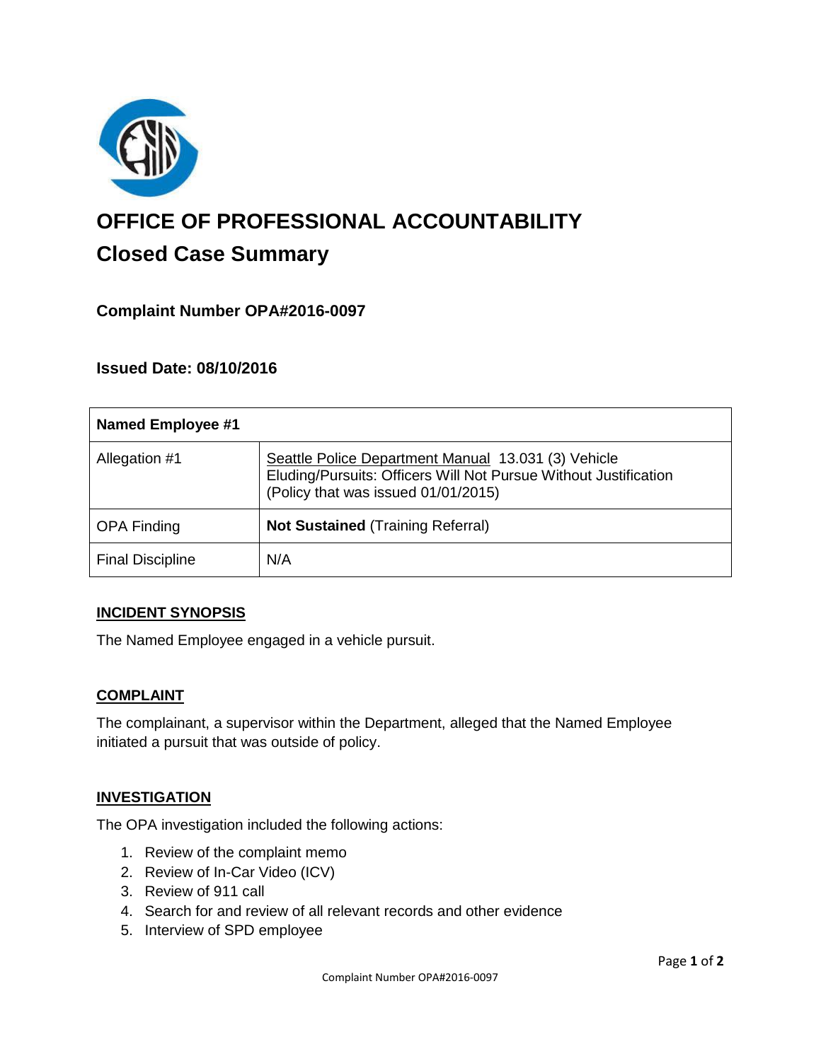# OFFICE OF PROFESSIONAL ACCOUNTABILITY

## Closed Case Summary

### Complaint Number OPA#2016-0097

### Issued Date: 08/10/2016

| Named Employee #1 | |
|---|---|
| Allegation #1 | Seattle Police Department Manual 13.031 (3) Vehicle Eluding/Pursuits: Officers Will Not Pursue Without Justification (Policy that was issued 01/01/2015) |
| OPA Finding | **Not Sustained** (Training Referral) |
| Final Discipline | N/A |

**INCIDENT SYNOPSIS**

The Named Employee engaged in a vehicle pursuit.

**COMPLAINT**

The complainant, a supervisor within the Department, alleged that the Named Employee initiated a pursuit that was outside of policy.

**INVESTIGATION**

The OPA investigation included the following actions:

1. Review of the complaint memo
2. Review of In-Car Video (ICV)
3. Review of 911 call
4. Search for and review of all relevant records and other evidence
5. Interview of SPD employee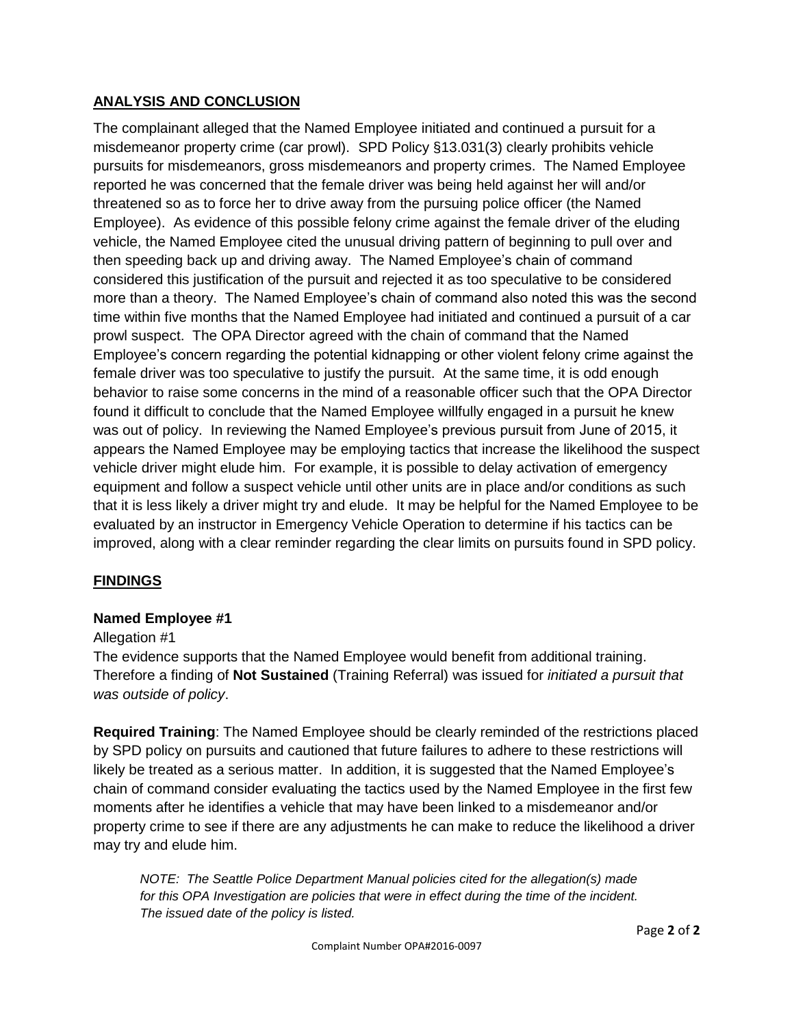## ANALYSIS AND CONCLUSION

The complainant alleged that the Named Employee initiated and continued a pursuit for a misdemeanor property crime (car prowl). SPD Policy §13.031(3) clearly prohibits vehicle pursuits for misdemeanors, gross misdemeanors and property crimes. The Named Employee reported he was concerned that the female driver was being held against her will and/or threatened so as to force her to drive away from the pursuing police officer (the Named Employee). As evidence of this possible felony crime against the female driver of the eluding vehicle, the Named Employee cited the unusual driving pattern of beginning to pull over and then speeding back up and driving away. The Named Employee's chain of command considered this justification of the pursuit and rejected it as too speculative to be considered more than a theory. The Named Employee's chain of command also noted this was the second time within five months that the Named Employee had initiated and continued a pursuit of a car prowl suspect. The OPA Director agreed with the chain of command that the Named Employee's concern regarding the potential kidnapping or other violent felony crime against the female driver was too speculative to justify the pursuit. At the same time, it is odd enough behavior to raise some concerns in the mind of a reasonable officer such that the OPA Director found it difficult to conclude that the Named Employee willfully engaged in a pursuit he knew was out of policy. In reviewing the Named Employee's previous pursuit from June of 2015, it appears the Named Employee may be employing tactics that increase the likelihood the suspect vehicle driver might elude him. For example, it is possible to delay activation of emergency equipment and follow a suspect vehicle until other units are in place and/or conditions as such that it is less likely a driver might try and elude. It may be helpful for the Named Employee to be evaluated by an instructor in Emergency Vehicle Operation to determine if his tactics can be improved, along with a clear reminder regarding the clear limits on pursuits found in SPD policy.

## FINDINGS

### Named Employee #1

Allegation #1

The evidence supports that the Named Employee would benefit from additional training. Therefore a finding of **Not Sustained** (Training Referral) was issued for *initiated a pursuit that was outside of policy*.

**Required Training**: The Named Employee should be clearly reminded of the restrictions placed by SPD policy on pursuits and cautioned that future failures to adhere to these restrictions will likely be treated as a serious matter. In addition, it is suggested that the Named Employee's chain of command consider evaluating the tactics used by the Named Employee in the first few moments after he identifies a vehicle that may have been linked to a misdemeanor and/or property crime to see if there are any adjustments he can make to reduce the likelihood a driver may try and elude him.

*NOTE: The Seattle Police Department Manual policies cited for the allegation(s) made for this OPA Investigation are policies that were in effect during the time of the incident. The issued date of the policy is listed.*

Complaint Number OPA#2016-0097